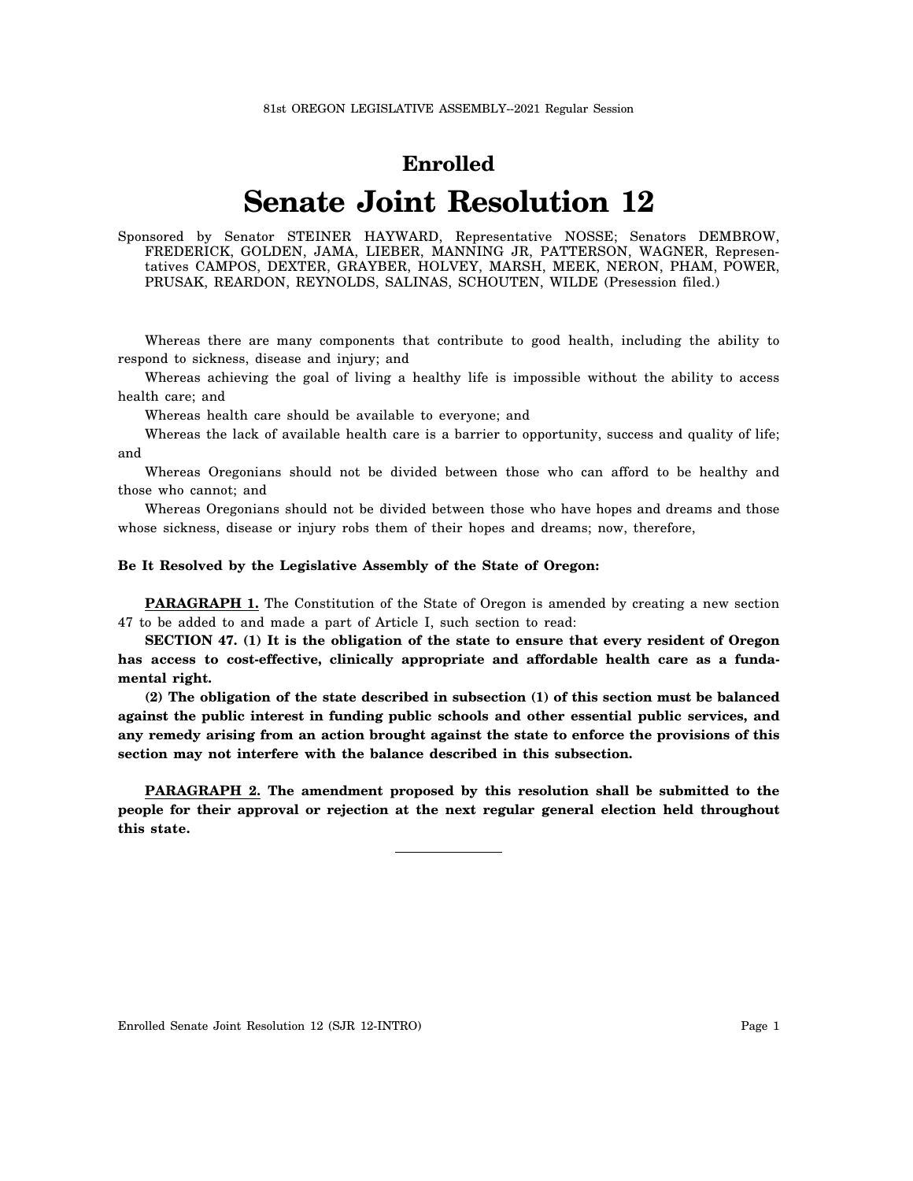81st OREGON LEGISLATIVE ASSEMBLY--2021 Regular Session

# Enrolled

# Senate Joint Resolution 12

Sponsored by Senator STEINER HAYWARD, Representative NOSSE; Senators DEMBROW, FREDERICK, GOLDEN, JAMA, LIEBER, MANNING JR, PATTERSON, WAGNER, Representatives CAMPOS, DEXTER, GRAYBER, HOLVEY, MARSH, MEEK, NERON, PHAM, POWER, PRUSAK, REARDON, REYNOLDS, SALINAS, SCHOUTEN, WILDE (Presession filed.)

Whereas there are many components that contribute to good health, including the ability to respond to sickness, disease and injury; and

Whereas achieving the goal of living a healthy life is impossible without the ability to access health care; and

Whereas health care should be available to everyone; and

Whereas the lack of available health care is a barrier to opportunity, success and quality of life; and

Whereas Oregonians should not be divided between those who can afford to be healthy and those who cannot; and

Whereas Oregonians should not be divided between those who have hopes and dreams and those whose sickness, disease or injury robs them of their hopes and dreams; now, therefore,

**Be It Resolved by the Legislative Assembly of the State of Oregon:**

**PARAGRAPH 1.** The Constitution of the State of Oregon is amended by creating a new section 47 to be added to and made a part of Article I, such section to read:

**SECTION 47. (1) It is the obligation of the state to ensure that every resident of Oregon has access to cost-effective, clinically appropriate and affordable health care as a fundamental right.**

**(2) The obligation of the state described in subsection (1) of this section must be balanced against the public interest in funding public schools and other essential public services, and any remedy arising from an action brought against the state to enforce the provisions of this section may not interfere with the balance described in this subsection.**

**PARAGRAPH 2. The amendment proposed by this resolution shall be submitted to the people for their approval or rejection at the next regular general election held throughout this state.**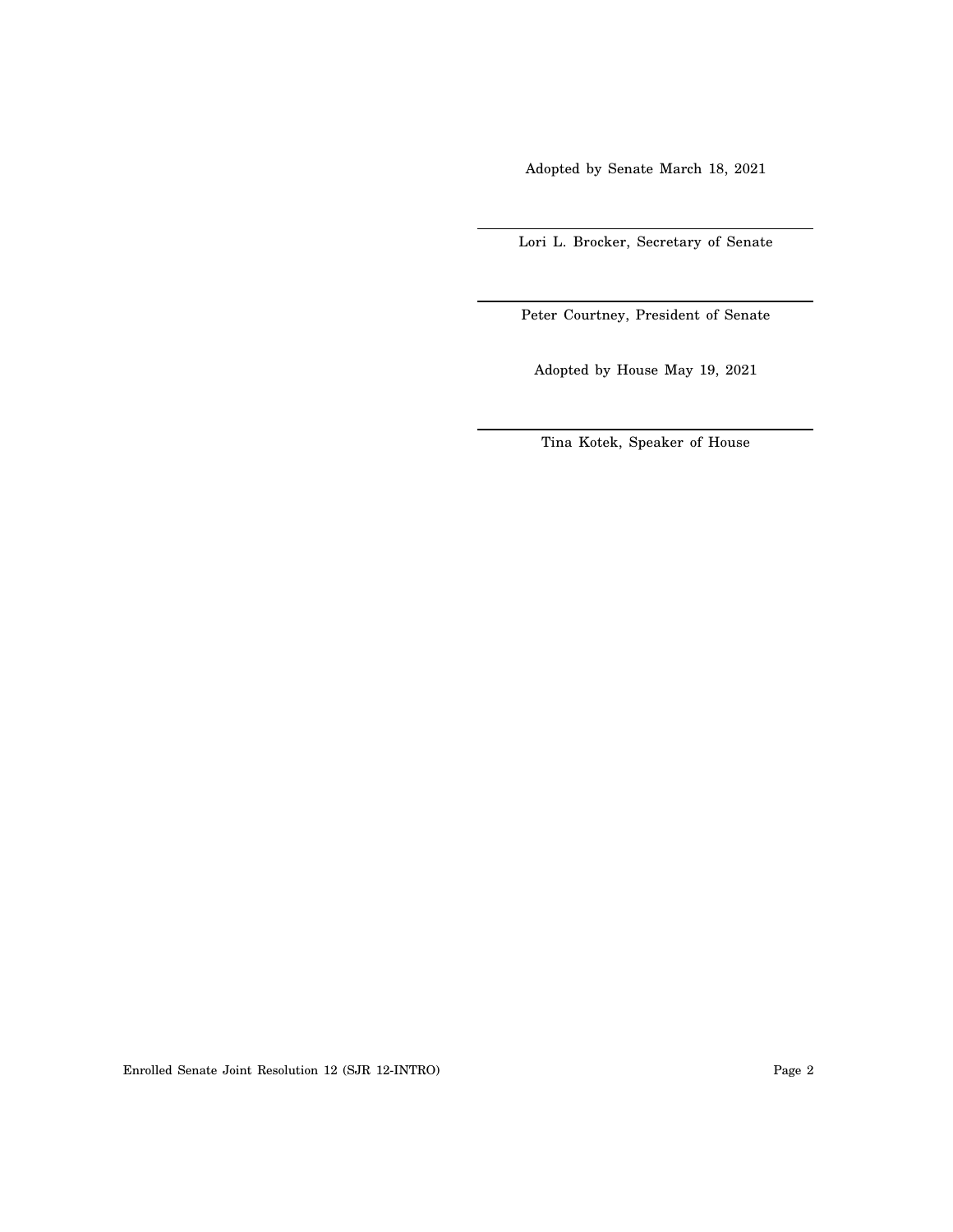Adopted by Senate March 18, 2021

---

Lori L. Brocker, Secretary of Senate

---

Peter Courtney, President of Senate

Adopted by House May 19, 2021

---

Tina Kotek, Speaker of House